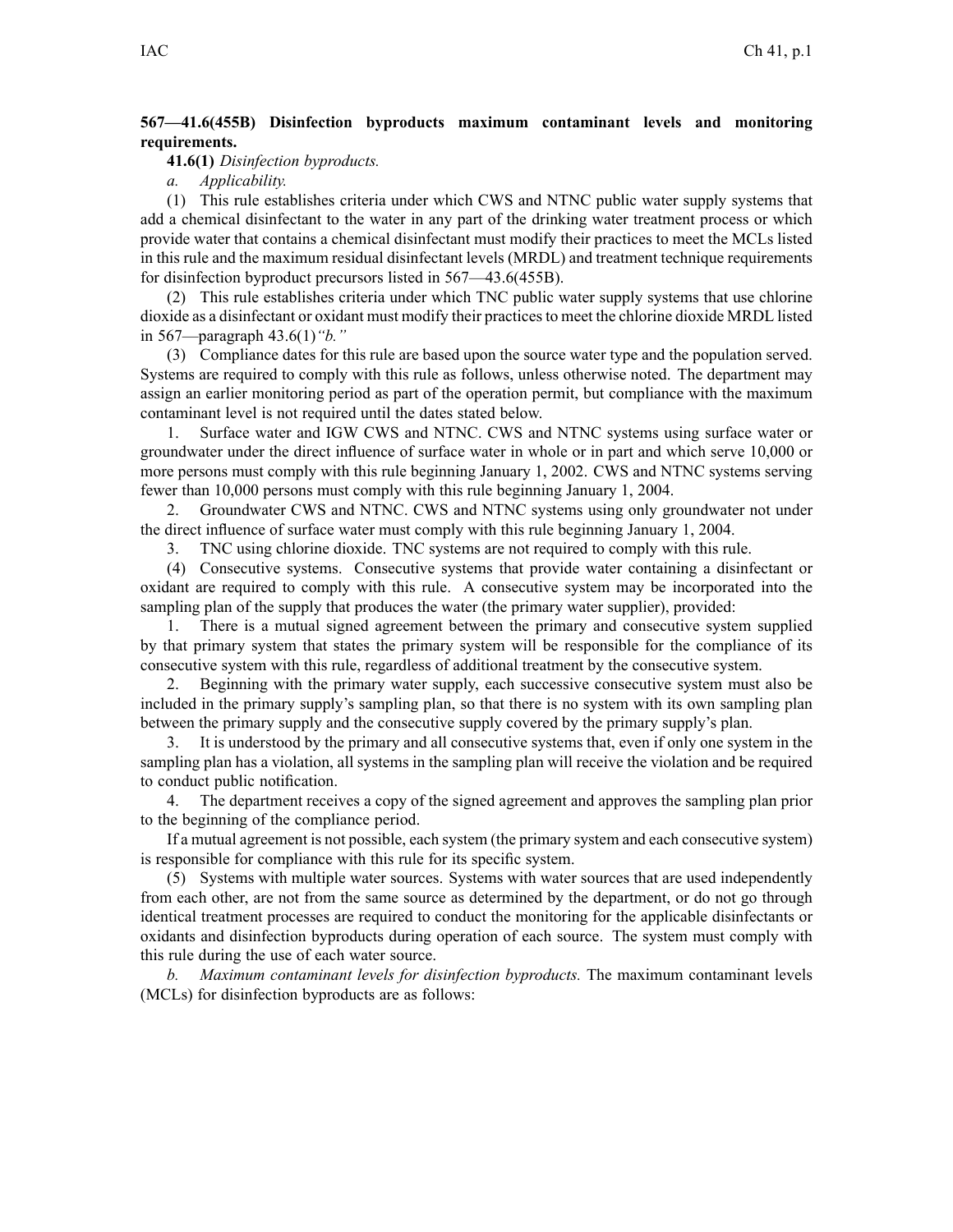**567—41.6(455B) Disinfection byproducts maximum contaminant levels and monitoring requirements.**

**41.6(1)** *Disinfection byproducts.*

*a. Applicability.*

(1) This rule establishes criteria under which CWS and NTNC public water supply systems that add a chemical disinfectant to the water in any part of the drinking water treatment process or which provide water that contains a chemical disinfectant must modify their practices to meet the MCLs listed in this rule and the maximum residual disinfectant levels (MRDL) and treatment technique requirements for disinfection byproduct precursors listed in 567—43.6(455B).

(2) This rule establishes criteria under which TNC public water supply systems that use chlorine dioxide as a disinfectant or oxidant must modify their practices to meet the chlorine dioxide MRDL listed in 567—paragraph 43.6(1)*"b."*

(3) Compliance dates for this rule are based upon the source water type and the population served. Systems are required to comply with this rule as follows, unless otherwise noted. The department may assign an earlier monitoring period as part of the operation permit, but compliance with the maximum contaminant level is not required until the dates stated below.

1. Surface water and IGW CWS and NTNC. CWS and NTNC systems using surface water or groundwater under the direct influence of surface water in whole or in part and which serve 10,000 or more persons must comply with this rule beginning January 1, 2002. CWS and NTNC systems serving fewer than 10,000 persons must comply with this rule beginning January 1, 2004.

2. Groundwater CWS and NTNC. CWS and NTNC systems using only groundwater not under the direct influence of surface water must comply with this rule beginning January 1, 2004.

3. TNC using chlorine dioxide. TNC systems are not required to comply with this rule.

(4) Consecutive systems. Consecutive systems that provide water containing a disinfectant or oxidant are required to comply with this rule. A consecutive system may be incorporated into the sampling plan of the supply that produces the water (the primary water supplier), provided:

1. There is a mutual signed agreement between the primary and consecutive system supplied by that primary system that states the primary system will be responsible for the compliance of its consecutive system with this rule, regardless of additional treatment by the consecutive system.

2. Beginning with the primary water supply, each successive consecutive system must also be included in the primary supply's sampling plan, so that there is no system with its own sampling plan between the primary supply and the consecutive supply covered by the primary supply's plan.

3. It is understood by the primary and all consecutive systems that, even if only one system in the sampling plan has a violation, all systems in the sampling plan will receive the violation and be required to conduct public notification.

4. The department receives a copy of the signed agreement and approves the sampling plan prior to the beginning of the compliance period.

If a mutual agreement is not possible, each system (the primary system and each consecutive system) is responsible for compliance with this rule for its specific system.

(5) Systems with multiple water sources. Systems with water sources that are used independently from each other, are not from the same source as determined by the department, or do not go through identical treatment processes are required to conduct the monitoring for the applicable disinfectants or oxidants and disinfection byproducts during operation of each source. The system must comply with this rule during the use of each water source.

*b. Maximum contaminant levels for disinfection byproducts.* The maximum contaminant levels (MCLs) for disinfection byproducts are as follows: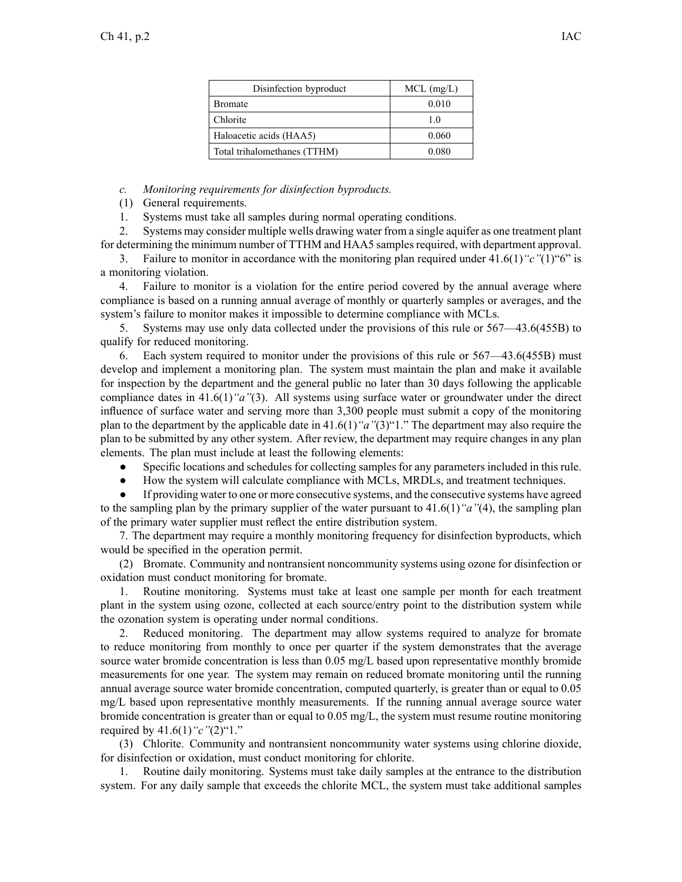| Disinfection byproduct | MCL (mg/L) |
|---|---|
| Bromate | 0.010 |
| Chlorite | 1.0 |
| Haloacetic acids (HAA5) | 0.060 |
| Total trihalomethanes (TTHM) | 0.080 |

*c. Monitoring requirements for disinfection byproducts.*

(1) General requirements.

1. Systems must take all samples during normal operating conditions.

2. Systems may consider multiple wells drawing water from a single aquifer as one treatment plant for determining the minimum number of TTHM and HAA5 samples required, with department approval.

3. Failure to monitor in accordance with the monitoring plan required under 41.6(1)*"c"*(1)"6" is a monitoring violation.

4. Failure to monitor is a violation for the entire period covered by the annual average where compliance is based on a running annual average of monthly or quarterly samples or averages, and the system's failure to monitor makes it impossible to determine compliance with MCLs.

5. Systems may use only data collected under the provisions of this rule or 567—43.6(455B) to qualify for reduced monitoring.

6. Each system required to monitor under the provisions of this rule or 567—43.6(455B) must develop and implement a monitoring plan. The system must maintain the plan and make it available for inspection by the department and the general public no later than 30 days following the applicable compliance dates in 41.6(1)*"a"*(3). All systems using surface water or groundwater under the direct influence of surface water and serving more than 3,300 people must submit a copy of the monitoring plan to the department by the applicable date in 41.6(1)*"a"*(3)"1." The department may also require the plan to be submitted by any other system. After review, the department may require changes in any plan elements. The plan must include at least the following elements:

- Specific locations and schedules for collecting samples for any parameters included in this rule.
- How the system will calculate compliance with MCLs, MRDLs, and treatment techniques.
- If providing water to one or more consecutive systems, and the consecutive systems have agreed to the sampling plan by the primary supplier of the water pursuant to 41.6(1)*"a"*(4), the sampling plan of the primary water supplier must reflect the entire distribution system.

7. The department may require a monthly monitoring frequency for disinfection byproducts, which would be specified in the operation permit.

(2) Bromate. Community and nontransient noncommunity systems using ozone for disinfection or oxidation must conduct monitoring for bromate.

1. Routine monitoring. Systems must take at least one sample per month for each treatment plant in the system using ozone, collected at each source/entry point to the distribution system while the ozonation system is operating under normal conditions.

2. Reduced monitoring. The department may allow systems required to analyze for bromate to reduce monitoring from monthly to once per quarter if the system demonstrates that the average source water bromide concentration is less than 0.05 mg/L based upon representative monthly bromide measurements for one year. The system may remain on reduced bromate monitoring until the running annual average source water bromide concentration, computed quarterly, is greater than or equal to 0.05 mg/L based upon representative monthly measurements. If the running annual average source water bromide concentration is greater than or equal to 0.05 mg/L, the system must resume routine monitoring required by 41.6(1)*"c"*(2)"1."

(3) Chlorite. Community and nontransient noncommunity water systems using chlorine dioxide, for disinfection or oxidation, must conduct monitoring for chlorite.

1. Routine daily monitoring. Systems must take daily samples at the entrance to the distribution system. For any daily sample that exceeds the chlorite MCL, the system must take additional samples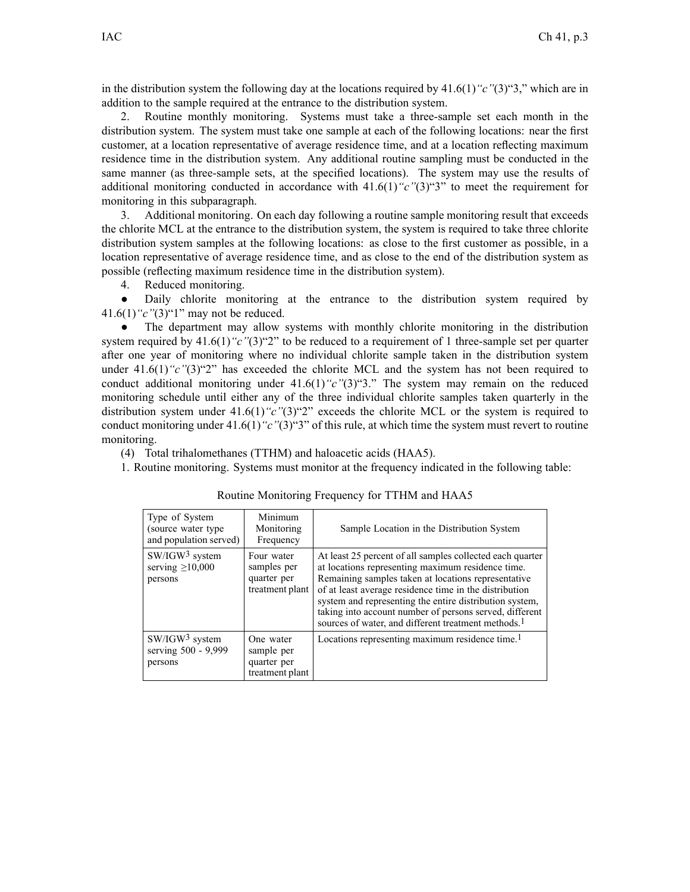in the distribution system the following day at the locations required by 41.6(1)*"c"*(3)"3," which are in addition to the sample required at the entrance to the distribution system.

2. Routine monthly monitoring. Systems must take a three-sample set each month in the distribution system. The system must take one sample at each of the following locations: near the first customer, at a location representative of average residence time, and at a location reflecting maximum residence time in the distribution system. Any additional routine sampling must be conducted in the same manner (as three-sample sets, at the specified locations). The system may use the results of additional monitoring conducted in accordance with 41.6(1)*"c"*(3)"3" to meet the requirement for monitoring in this subparagraph.

3. Additional monitoring. On each day following a routine sample monitoring result that exceeds the chlorite MCL at the entrance to the distribution system, the system is required to take three chlorite distribution system samples at the following locations: as close to the first customer as possible, in a location representative of average residence time, and as close to the end of the distribution system as possible (reflecting maximum residence time in the distribution system).

4. Reduced monitoring.

- Daily chlorite monitoring at the entrance to the distribution system required by 41.6(1)*"c"*(3)"1" may not be reduced.
- The department may allow systems with monthly chlorite monitoring in the distribution system required by 41.6(1)*"c"*(3)"2" to be reduced to a requirement of 1 three-sample set per quarter after one year of monitoring where no individual chlorite sample taken in the distribution system under 41.6(1)*"c"*(3)"2" has exceeded the chlorite MCL and the system has not been required to conduct additional monitoring under 41.6(1)*"c"*(3)"3." The system may remain on the reduced monitoring schedule until either any of the three individual chlorite samples taken quarterly in the distribution system under 41.6(1)*"c"*(3)"2" exceeds the chlorite MCL or the system is required to conduct monitoring under 41.6(1)*"c"*(3)"3" of this rule, at which time the system must revert to routine monitoring.

(4) Total trihalomethanes (TTHM) and haloacetic acids (HAA5).

1. Routine monitoring. Systems must monitor at the frequency indicated in the following table:

Routine Monitoring Frequency for TTHM and HAA5

| Type of System (source water type and population served) | Minimum Monitoring Frequency | Sample Location in the Distribution System |
|---|---|---|
| SW/IGW[3] system serving ≥10,000 persons | Four water samples per quarter per treatment plant | At least 25 percent of all samples collected each quarter at locations representing maximum residence time. Remaining samples taken at locations representative of at least average residence time in the distribution system and representing the entire distribution system, taking into account number of persons served, different sources of water, and different treatment methods.[1] |
| SW/IGW[3] system serving 500 - 9,999 persons | One water sample per quarter per treatment plant | Locations representing maximum residence time.[1] |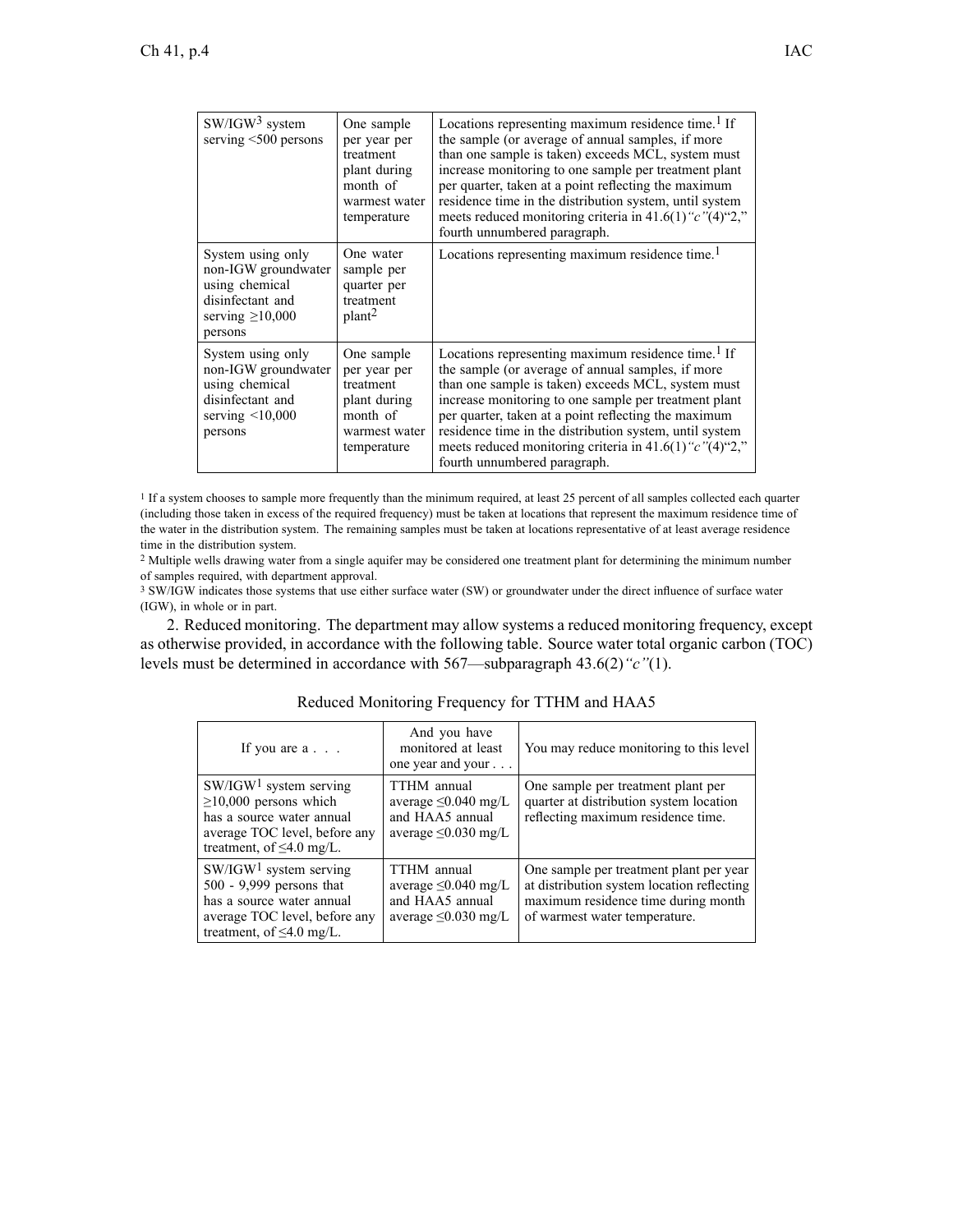| | | |
|---|---|---|
| SW/IGW[3] system serving <500 persons | One sample per year per treatment plant during month of warmest water temperature | Locations representing maximum residence time.[1] If the sample (or average of annual samples, if more than one sample is taken) exceeds MCL, system must increase monitoring to one sample per treatment plant per quarter, taken at a point reflecting the maximum residence time in the distribution system, until system meets reduced monitoring criteria in 41.6(1)*"c"*(4)"2," fourth unnumbered paragraph. |
| System using only non-IGW groundwater using chemical disinfectant and serving ≥10,000 persons | One water sample per quarter per treatment plant[2] | Locations representing maximum residence time.[1] |
| System using only non-IGW groundwater using chemical disinfectant and serving <10,000 persons | One sample per year per treatment plant during month of warmest water temperature | Locations representing maximum residence time.[1] If the sample (or average of annual samples, if more than one sample is taken) exceeds MCL, system must increase monitoring to one sample per treatment plant per quarter, taken at a point reflecting the maximum residence time in the distribution system, until system meets reduced monitoring criteria in 41.6(1)*"c"*(4)"2," fourth unnumbered paragraph. |

[1] If a system chooses to sample more frequently than the minimum required, at least 25 percent of all samples collected each quarter (including those taken in excess of the required frequency) must be taken at locations that represent the maximum residence time of the water in the distribution system. The remaining samples must be taken at locations representative of at least average residence time in the distribution system.

[2] Multiple wells drawing water from a single aquifer may be considered one treatment plant for determining the minimum number of samples required, with department approval.

[3] SW/IGW indicates those systems that use either surface water (SW) or groundwater under the direct influence of surface water (IGW), in whole or in part.

2. Reduced monitoring. The department may allow systems a reduced monitoring frequency, except as otherwise provided, in accordance with the following table. Source water total organic carbon (TOC) levels must be determined in accordance with 567—subparagraph 43.6(2)*"c"*(1).

Reduced Monitoring Frequency for TTHM and HAA5

| If you are a . . . | And you have monitored at least one year and your . . . | You may reduce monitoring to this level |
|---|---|---|
| SW/IGW[1] system serving ≥10,000 persons which has a source water annual average TOC level, before any treatment, of ≤4.0 mg/L. | TTHM annual average ≤0.040 mg/L and HAA5 annual average ≤0.030 mg/L | One sample per treatment plant per quarter at distribution system location reflecting maximum residence time. |
| SW/IGW[1] system serving 500 - 9,999 persons that has a source water annual average TOC level, before any treatment, of ≤4.0 mg/L. | TTHM annual average ≤0.040 mg/L and HAA5 annual average ≤0.030 mg/L | One sample per treatment plant per year at distribution system location reflecting maximum residence time during month of warmest water temperature. |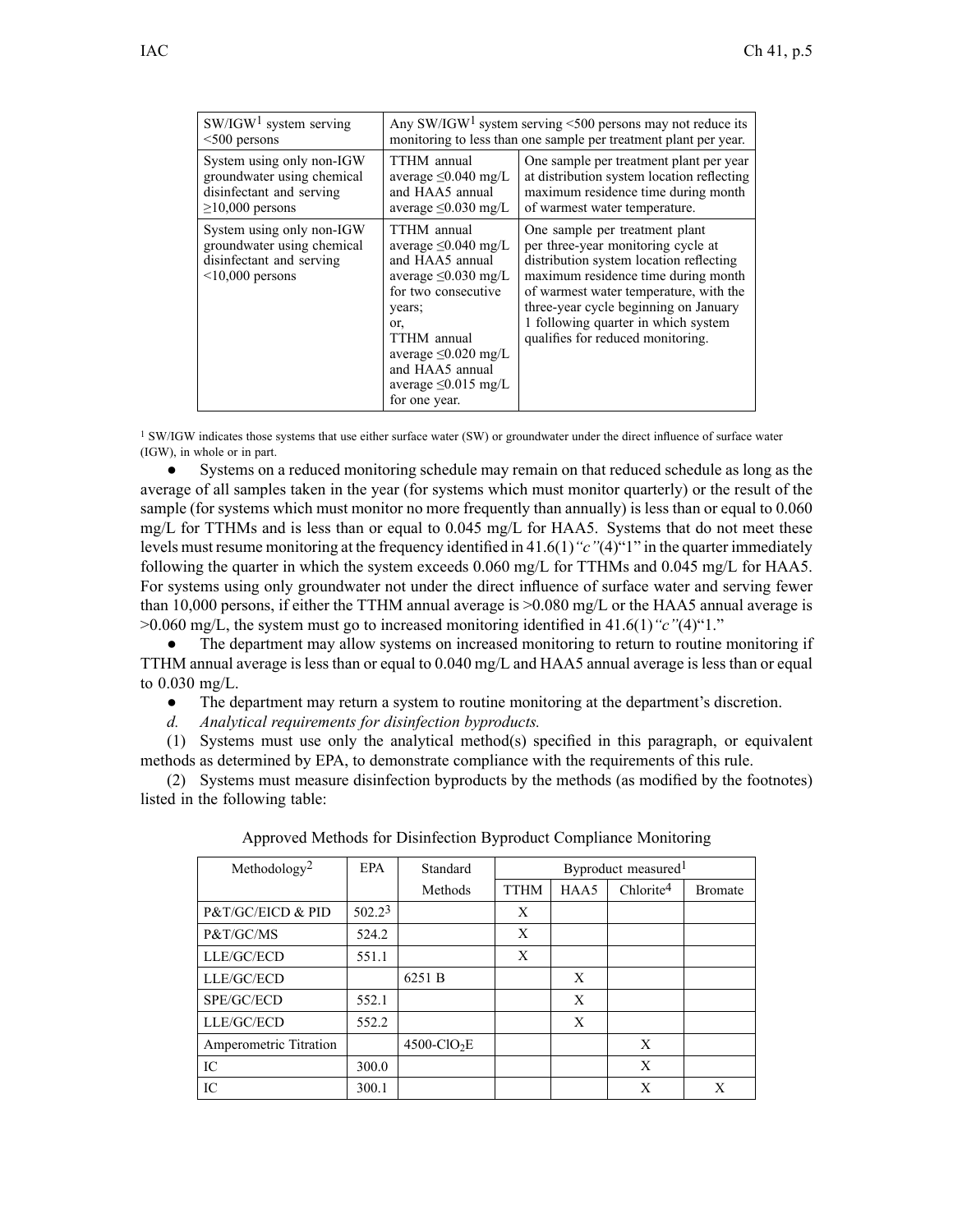| | | |
|---|---|---|
| SW/IGW[1] system serving <500 persons | Any SW/IGW[1] system serving <500 persons may not reduce its monitoring to less than one sample per treatment plant per year. | |
| System using only non-IGW groundwater using chemical disinfectant and serving ≥10,000 persons | TTHM annual average ≤0.040 mg/L and HAA5 annual average ≤0.030 mg/L | One sample per treatment plant per year at distribution system location reflecting maximum residence time during month of warmest water temperature. |
| System using only non-IGW groundwater using chemical disinfectant and serving <10,000 persons | TTHM annual average ≤0.040 mg/L and HAA5 annual average ≤0.030 mg/L for two consecutive years; or, TTHM annual average ≤0.020 mg/L and HAA5 annual average ≤0.015 mg/L for one year. | One sample per treatment plant per three-year monitoring cycle at distribution system location reflecting maximum residence time during month of warmest water temperature, with the three-year cycle beginning on January 1 following quarter in which system qualifies for reduced monitoring. |

[1] SW/IGW indicates those systems that use either surface water (SW) or groundwater under the direct influence of surface water (IGW), in whole or in part.

- Systems on a reduced monitoring schedule may remain on that reduced schedule as long as the average of all samples taken in the year (for systems which must monitor quarterly) or the result of the sample (for systems which must monitor no more frequently than annually) is less than or equal to 0.060 mg/L for TTHMs and is less than or equal to 0.045 mg/L for HAA5. Systems that do not meet these levels must resume monitoring at the frequency identified in 41.6(1)*"c"*(4)"1" in the quarter immediately following the quarter in which the system exceeds 0.060 mg/L for TTHMs and 0.045 mg/L for HAA5. For systems using only groundwater not under the direct influence of surface water and serving fewer than 10,000 persons, if either the TTHM annual average is >0.080 mg/L or the HAA5 annual average is >0.060 mg/L, the system must go to increased monitoring identified in 41.6(1)*"c"*(4)"1."
- The department may allow systems on increased monitoring to return to routine monitoring if TTHM annual average is less than or equal to 0.040 mg/L and HAA5 annual average is less than or equal to 0.030 mg/L.
- The department may return a system to routine monitoring at the department's discretion.

*d. Analytical requirements for disinfection byproducts.*

(1) Systems must use only the analytical method(s) specified in this paragraph, or equivalent methods as determined by EPA, to demonstrate compliance with the requirements of this rule.

(2) Systems must measure disinfection byproducts by the methods (as modified by the footnotes) listed in the following table:

Approved Methods for Disinfection Byproduct Compliance Monitoring

| Methodology[2] | EPA | Standard Methods | Byproduct measured[1] | | | |
|---|---|---|---|---|---|---|
| | | | TTHM | HAA5 | Chlorite[4] | Bromate |
| P&T/GC/EICD & PID | 502.2[3] | | X | | | |
| P&T/GC/MS | 524.2 | | X | | | |
| LLE/GC/ECD | 551.1 | | X | | | |
| LLE/GC/ECD | | 6251 B | | X | | |
| SPE/GC/ECD | 552.1 | | | X | | |
| LLE/GC/ECD | 552.2 | | | X | | |
| Amperometric Titration | | 4500-$ClO_2$E | | | X | |
| IC | 300.0 | | | | X | |
| IC | 300.1 | | | | X | X |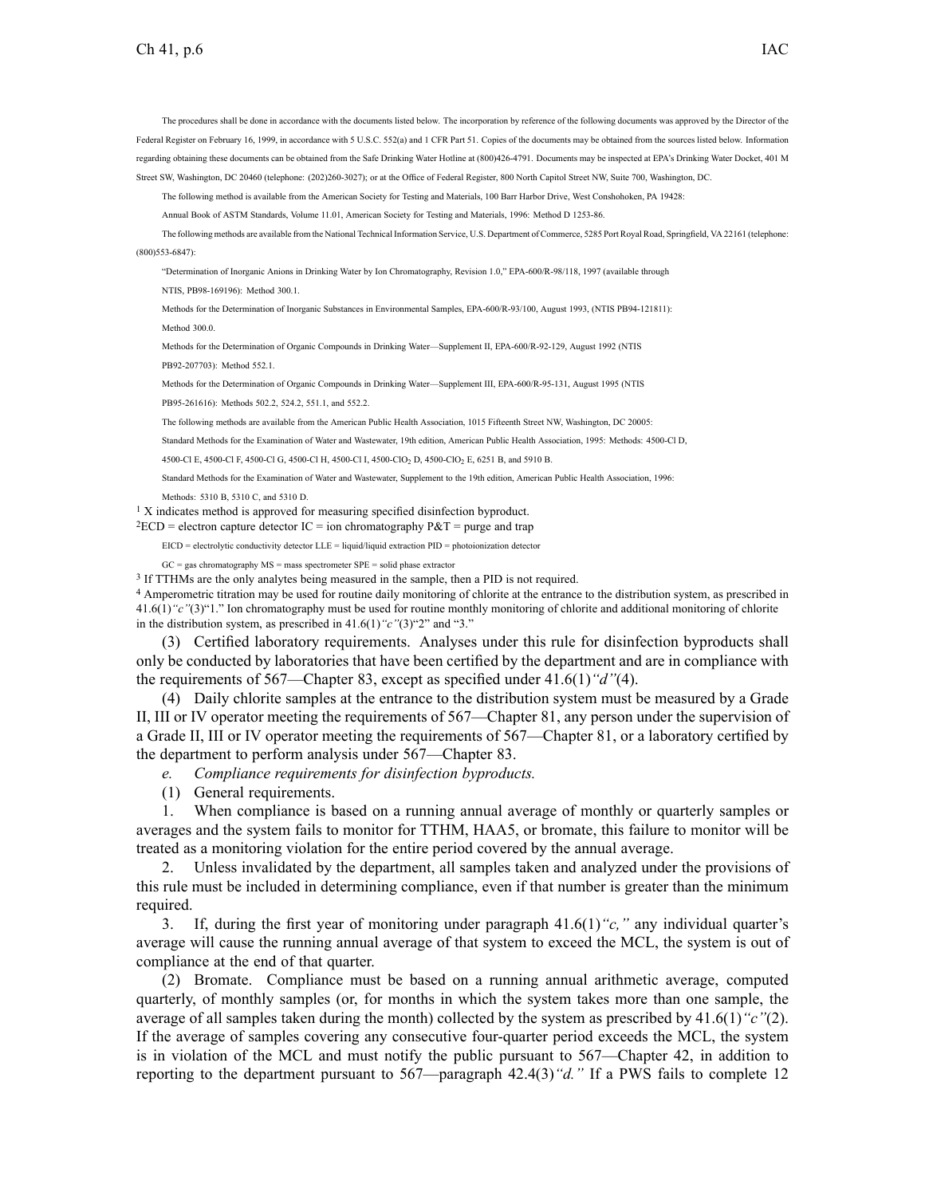The procedures shall be done in accordance with the documents listed below. The incorporation by reference of the following documents was approved by the Director of the Federal Register on February 16, 1999, in accordance with 5 U.S.C. 552(a) and 1 CFR Part 51. Copies of the documents may be obtained from the sources listed below. Information regarding obtaining these documents can be obtained from the Safe Drinking Water Hotline at (800)426-4791. Documents may be inspected at EPA's Drinking Water Docket, 401 M Street SW, Washington, DC 20460 (telephone: (202)260-3027); or at the Office of Federal Register, 800 North Capitol Street NW, Suite 700, Washington, DC.

The following method is available from the American Society for Testing and Materials, 100 Barr Harbor Drive, West Conshohoken, PA 19428:

Annual Book of ASTM Standards, Volume 11.01, American Society for Testing and Materials, 1996: Method D 1253-86.

The following methods are available from the National Technical Information Service, U.S. Department of Commerce, 5285 Port Royal Road, Springfield, VA 22161 (telephone: (800)553-6847):

"Determination of Inorganic Anions in Drinking Water by Ion Chromatography, Revision 1.0," EPA-600/R-98/118, 1997 (available through NTIS, PB98-169196): Method 300.1.

Methods for the Determination of Inorganic Substances in Environmental Samples, EPA-600/R-93/100, August 1993, (NTIS PB94-121811): Method 300.0.

Methods for the Determination of Organic Compounds in Drinking Water—Supplement II, EPA-600/R-92-129, August 1992 (NTIS PB92-207703): Method 552.1.

Methods for the Determination of Organic Compounds in Drinking Water—Supplement III, EPA-600/R-95-131, August 1995 (NTIS PB95-261616): Methods 502.2, 524.2, 551.1, and 552.2.

The following methods are available from the American Public Health Association, 1015 Fifteenth Street NW, Washington, DC 20005:

Standard Methods for the Examination of Water and Wastewater, 19th edition, American Public Health Association, 1995: Methods: 4500-Cl D, 4500-Cl E, 4500-Cl F, 4500-Cl G, 4500-Cl H, 4500-Cl I, 4500-$ClO_2$ D, 4500-$ClO_2$ E, 6251 B, and 5910 B.

Standard Methods for the Examination of Water and Wastewater, Supplement to the 19th edition, American Public Health Association, 1996: Methods: 5310 B, 5310 C, and 5310 D.

[1] X indicates method is approved for measuring specified disinfection byproduct.

[2]ECD = electron capture detector IC = ion chromatography P&T = purge and trap

ElCD = electrolytic conductivity detector LLE = liquid/liquid extraction PID = photoionization detector

GC = gas chromatography MS = mass spectrometer SPE = solid phase extractor

[3] If TTHMs are the only analytes being measured in the sample, then a PID is not required.

[4] Amperometric titration may be used for routine daily monitoring of chlorite at the entrance to the distribution system, as prescribed in 41.6(1)*"c"*(3)"1." Ion chromatography must be used for routine monthly monitoring of chlorite and additional monitoring of chlorite in the distribution system, as prescribed in 41.6(1)*"c"*(3)"2" and "3."

(3) Certified laboratory requirements. Analyses under this rule for disinfection byproducts shall only be conducted by laboratories that have been certified by the department and are in compliance with the requirements of 567—Chapter 83, except as specified under 41.6(1)*"d"*(4).

(4) Daily chlorite samples at the entrance to the distribution system must be measured by a Grade II, III or IV operator meeting the requirements of 567—Chapter 81, any person under the supervision of a Grade II, III or IV operator meeting the requirements of 567—Chapter 81, or a laboratory certified by the department to perform analysis under 567—Chapter 83.

*e. Compliance requirements for disinfection byproducts.*

(1) General requirements.

1. When compliance is based on a running annual average of monthly or quarterly samples or averages and the system fails to monitor for TTHM, HAA5, or bromate, this failure to monitor will be treated as a monitoring violation for the entire period covered by the annual average.

2. Unless invalidated by the department, all samples taken and analyzed under the provisions of this rule must be included in determining compliance, even if that number is greater than the minimum required.

3. If, during the first year of monitoring under paragraph 41.6(1)*"c,"* any individual quarter's average will cause the running annual average of that system to exceed the MCL, the system is out of compliance at the end of that quarter.

(2) Bromate. Compliance must be based on a running annual arithmetic average, computed quarterly, of monthly samples (or, for months in which the system takes more than one sample, the average of all samples taken during the month) collected by the system as prescribed by 41.6(1)*"c"*(2). If the average of samples covering any consecutive four-quarter period exceeds the MCL, the system is in violation of the MCL and must notify the public pursuant to 567—Chapter 42, in addition to reporting to the department pursuant to 567—paragraph 42.4(3)*"d."* If a PWS fails to complete 12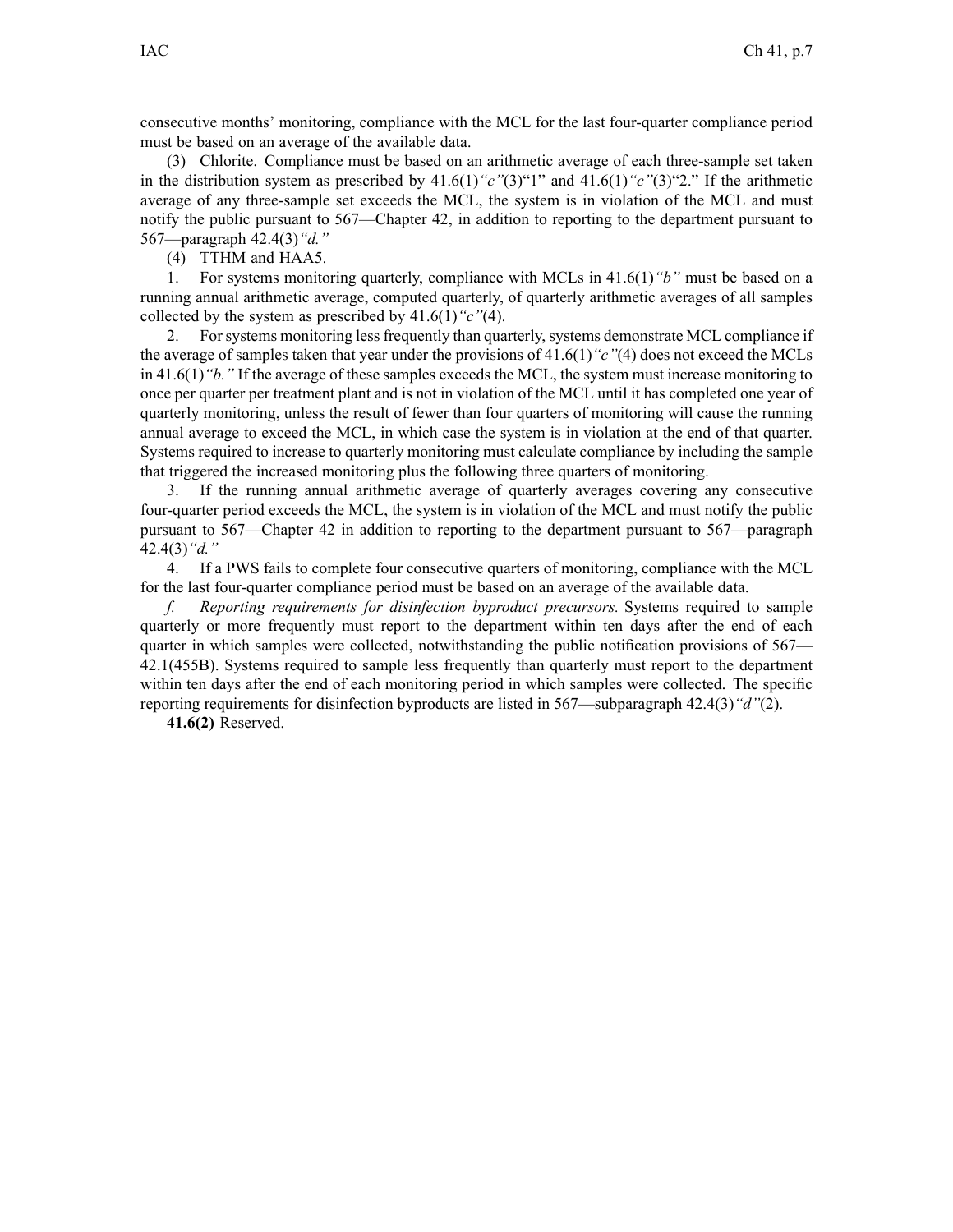consecutive months' monitoring, compliance with the MCL for the last four-quarter compliance period must be based on an average of the available data.

(3) Chlorite. Compliance must be based on an arithmetic average of each three-sample set taken in the distribution system as prescribed by 41.6(1)*"c"*(3)"1" and 41.6(1)*"c"*(3)"2." If the arithmetic average of any three-sample set exceeds the MCL, the system is in violation of the MCL and must notify the public pursuant to 567—Chapter 42, in addition to reporting to the department pursuant to 567—paragraph 42.4(3)*"d."*

(4) TTHM and HAA5.

1. For systems monitoring quarterly, compliance with MCLs in 41.6(1)*"b"* must be based on a running annual arithmetic average, computed quarterly, of quarterly arithmetic averages of all samples collected by the system as prescribed by 41.6(1)*"c"*(4).

2. For systems monitoring less frequently than quarterly, systems demonstrate MCL compliance if the average of samples taken that year under the provisions of 41.6(1)*"c"*(4) does not exceed the MCLs in 41.6(1)*"b."* If the average of these samples exceeds the MCL, the system must increase monitoring to once per quarter per treatment plant and is not in violation of the MCL until it has completed one year of quarterly monitoring, unless the result of fewer than four quarters of monitoring will cause the running annual average to exceed the MCL, in which case the system is in violation at the end of that quarter. Systems required to increase to quarterly monitoring must calculate compliance by including the sample that triggered the increased monitoring plus the following three quarters of monitoring.

3. If the running annual arithmetic average of quarterly averages covering any consecutive four-quarter period exceeds the MCL, the system is in violation of the MCL and must notify the public pursuant to 567—Chapter 42 in addition to reporting to the department pursuant to 567—paragraph 42.4(3)*"d."*

4. If a PWS fails to complete four consecutive quarters of monitoring, compliance with the MCL for the last four-quarter compliance period must be based on an average of the available data.

*f. Reporting requirements for disinfection byproduct precursors.* Systems required to sample quarterly or more frequently must report to the department within ten days after the end of each quarter in which samples were collected, notwithstanding the public notification provisions of 567—42.1(455B). Systems required to sample less frequently than quarterly must report to the department within ten days after the end of each monitoring period in which samples were collected. The specific reporting requirements for disinfection byproducts are listed in 567—subparagraph 42.4(3)*"d"*(2).

**41.6(2)** Reserved.